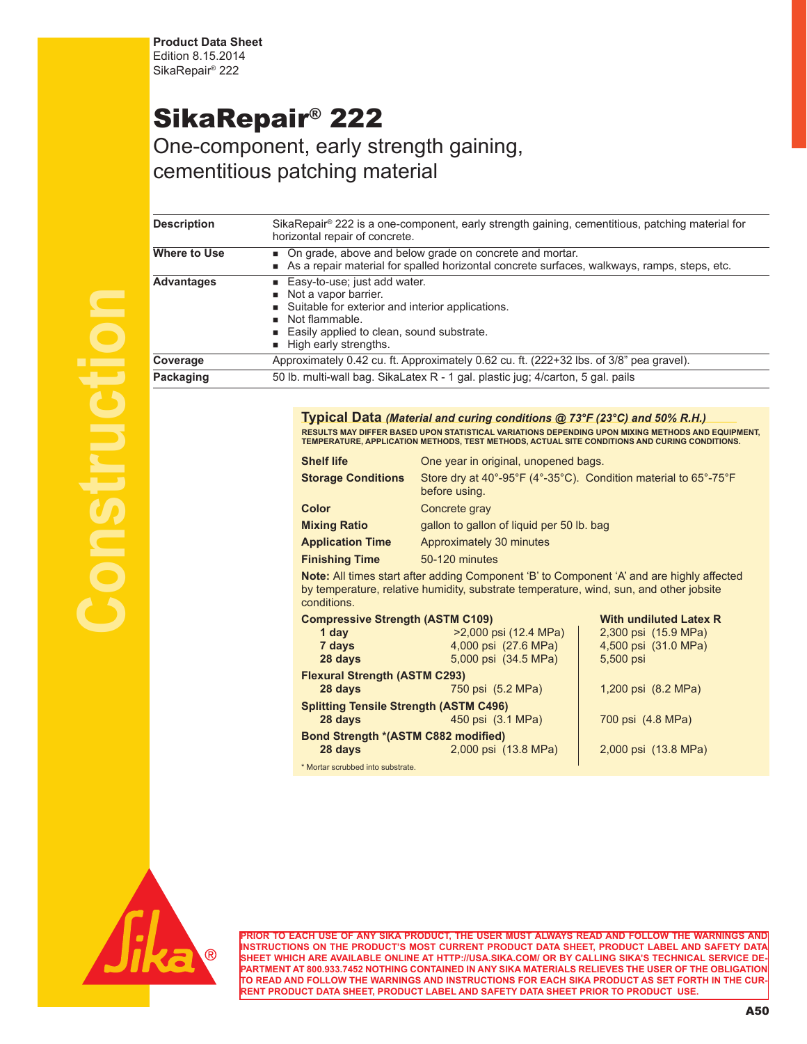**Product Data Sheet**
Edition 8.15.2014
SikaRepair® 222

# SikaRepair® 222

## One-component, early strength gaining, cementitious patching material

| | |
|---|---|
| **Description** | SikaRepair® 222 is a one-component, early strength gaining, cementitious, patching material for horizontal repair of concrete. |
| **Where to Use** | ■ On grade, above and below grade on concrete and mortar.<br>■ As a repair material for spalled horizontal concrete surfaces, walkways, ramps, steps, etc. |
| **Advantages** | ■ Easy-to-use; just add water.<br>■ Not a vapor barrier.<br>■ Suitable for exterior and interior applications.<br>■ Not flammable.<br>■ Easily applied to clean, sound substrate.<br>■ High early strengths. |
| **Coverage** | Approximately 0.42 cu. ft. Approximately 0.62 cu. ft. (222+32 lbs. of 3/8” pea gravel). |
| **Packaging** | 50 lb. multi-wall bag. SikaLatex R - 1 gal. plastic jug; 4/carton, 5 gal. pails |

### Typical Data *(Material and curing conditions @ 73°F (23°C) and 50% R.H.)*

RESULTS MAY DIFFER BASED UPON STATISTICAL VARIATIONS DEPENDING UPON MIXING METHODS AND EQUIPMENT, TEMPERATURE, APPLICATION METHODS, TEST METHODS, ACTUAL SITE CONDITIONS AND CURING CONDITIONS.

| | |
|---|---|
| **Shelf life** | One year in original, unopened bags. |
| **Storage Conditions** | Store dry at 40°-95°F (4°-35°C). Condition material to 65°-75°F before using. |
| **Color** | Concrete gray |
| **Mixing Ratio** | gallon to gallon of liquid per 50 lb. bag |
| **Application Time** | Approximately 30 minutes |
| **Finishing Time** | 50-120 minutes |

**Note:** All times start after adding Component ‘B’ to Component ‘A’ and are highly affected by temperature, relative humidity, substrate temperature, wind, sun, and other jobsite conditions.

| | | With undiluted Latex R |
|---|---|---|
| **Compressive Strength (ASTM C109)** | | |
| **1 day** | >2,000 psi (12.4 MPa) | 2,300 psi (15.9 MPa) |
| **7 days** | 4,000 psi (27.6 MPa) | 4,500 psi (31.0 MPa) |
| **28 days** | 5,000 psi (34.5 MPa) | 5,500 psi |
| **Flexural Strength (ASTM C293)** | | |
| **28 days** | 750 psi (5.2 MPa) | 1,200 psi (8.2 MPa) |
| **Splitting Tensile Strength (ASTM C496)** | | |
| **28 days** | 450 psi (3.1 MPa) | 700 psi (4.8 MPa) |
| **Bond Strength *(ASTM C882 modified)** | | |
| **28 days** | 2,000 psi (13.8 MPa) | 2,000 psi (13.8 MPa) |

* Mortar scrubbed into substrate.

**PRIOR TO EACH USE OF ANY SIKA PRODUCT, THE USER MUST ALWAYS READ AND FOLLOW THE WARNINGS AND INSTRUCTIONS ON THE PRODUCT’S MOST CURRENT PRODUCT DATA SHEET, PRODUCT LABEL AND SAFETY DATA SHEET WHICH ARE AVAILABLE ONLINE AT HTTP://USA.SIKA.COM/ OR BY CALLING SIKA’S TECHNICAL SERVICE DEPARTMENT AT 800.933.7452 NOTHING CONTAINED IN ANY SIKA MATERIALS RELIEVES THE USER OF THE OBLIGATION TO READ AND FOLLOW THE WARNINGS AND INSTRUCTIONS FOR EACH SIKA PRODUCT AS SET FORTH IN THE CURRENT PRODUCT DATA SHEET, PRODUCT LABEL AND SAFETY DATA SHEET PRIOR TO PRODUCT USE.**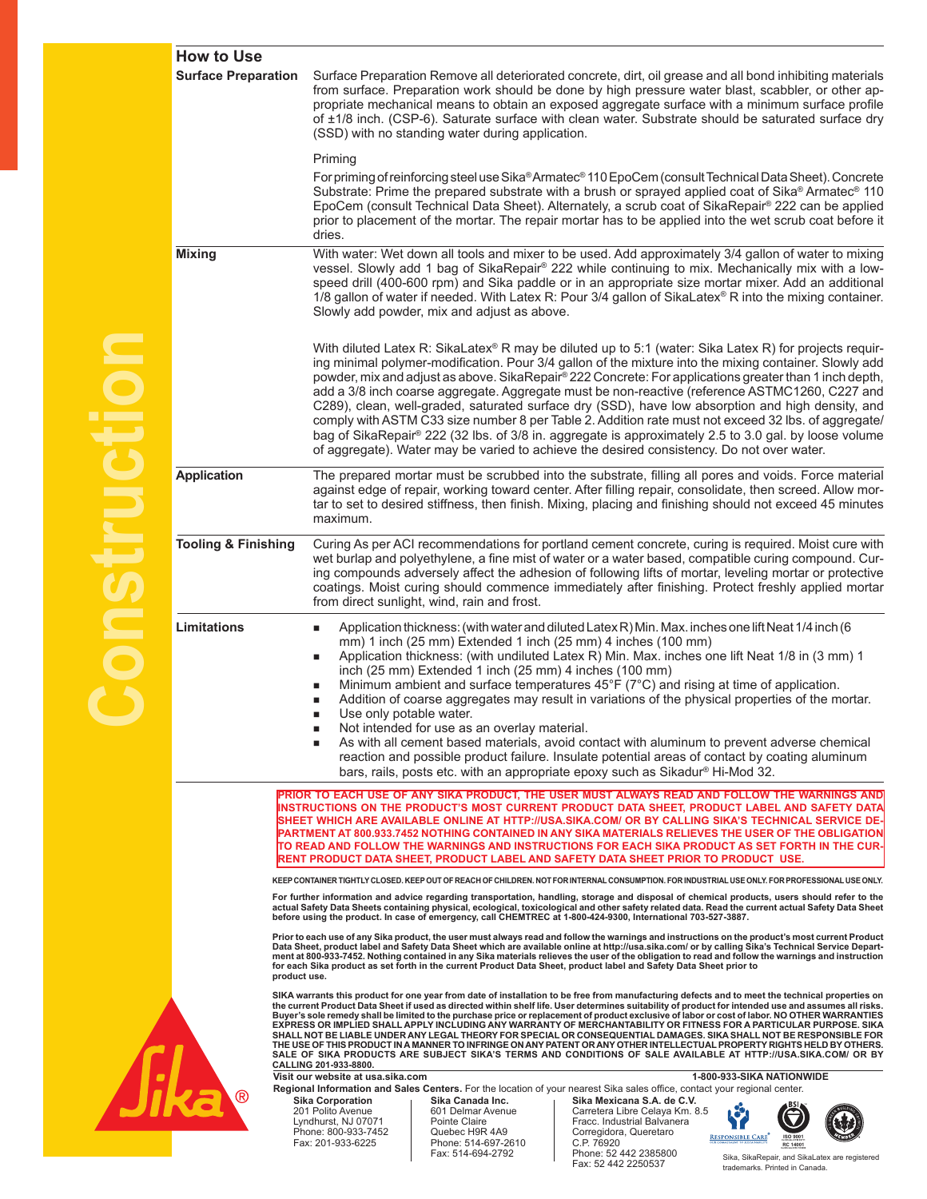## How to Use

**Surface Preparation**

Surface Preparation Remove all deteriorated concrete, dirt, oil grease and all bond inhibiting materials from surface. Preparation work should be done by high pressure water blast, scabbler, or other appropriate mechanical means to obtain an exposed aggregate surface with a minimum surface profile of ±1/8 inch. (CSP-6). Saturate surface with clean water. Substrate should be saturated surface dry (SSD) with no standing water during application.

Priming

For priming of reinforcing steel use Sika® Armatec® 110 EpoCem (consult Technical Data Sheet). Concrete Substrate: Prime the prepared substrate with a brush or sprayed applied coat of Sika® Armatec® 110 EpoCem (consult Technical Data Sheet). Alternately, a scrub coat of SikaRepair® 222 can be applied prior to placement of the mortar. The repair mortar has to be applied into the wet scrub coat before it dries.

**Mixing**

With water: Wet down all tools and mixer to be used. Add approximately 3/4 gallon of water to mixing vessel. Slowly add 1 bag of SikaRepair® 222 while continuing to mix. Mechanically mix with a low-speed drill (400-600 rpm) and Sika paddle or in an appropriate size mortar mixer. Add an additional 1/8 gallon of water if needed. With Latex R: Pour 3/4 gallon of SikaLatex® R into the mixing container. Slowly add powder, mix and adjust as above.

With diluted Latex R: SikaLatex® R may be diluted up to 5:1 (water: Sika Latex R) for projects requiring minimal polymer-modification. Pour 3/4 gallon of the mixture into the mixing container. Slowly add powder, mix and adjust as above. SikaRepair® 222 Concrete: For applications greater than 1 inch depth, add a 3/8 inch coarse aggregate. Aggregate must be non-reactive (reference ASTMC1260, C227 and C289), clean, well-graded, saturated surface dry (SSD), have low absorption and high density, and comply with ASTM C33 size number 8 per Table 2. Addition rate must not exceed 32 lbs. of aggregate/bag of SikaRepair® 222 (32 lbs. of 3/8 in. aggregate is approximately 2.5 to 3.0 gal. by loose volume of aggregate). Water may be varied to achieve the desired consistency. Do not over water.

**Application**

The prepared mortar must be scrubbed into the substrate, filling all pores and voids. Force material against edge of repair, working toward center. After filling repair, consolidate, then screed. Allow mortar to set to desired stiffness, then finish. Mixing, placing and finishing should not exceed 45 minutes maximum.

**Tooling & Finishing**

Curing As per ACI recommendations for portland cement concrete, curing is required. Moist cure with wet burlap and polyethylene, a fine mist of water or a water based, compatible curing compound. Curing compounds adversely affect the adhesion of following lifts of mortar, leveling mortar or protective coatings. Moist curing should commence immediately after finishing. Protect freshly applied mortar from direct sunlight, wind, rain and frost.

**Limitations**

- Application thickness: (with water and diluted Latex R) Min. Max. inches one lift Neat 1/4 inch (6 mm) 1 inch (25 mm) Extended 1 inch (25 mm) 4 inches (100 mm)
- Application thickness: (with undiluted Latex R) Min. Max. inches one lift Neat 1/8 in (3 mm) 1 inch (25 mm) Extended 1 inch (25 mm) 4 inches (100 mm)
- Minimum ambient and surface temperatures 45°F (7°C) and rising at time of application.
- Addition of coarse aggregates may result in variations of the physical properties of the mortar.
- Use only potable water.
- Not intended for use as an overlay material.
- As with all cement based materials, avoid contact with aluminum to prevent adverse chemical reaction and possible product failure. Insulate potential areas of contact by coating aluminum bars, rails, posts etc. with an appropriate epoxy such as Sikadur® Hi-Mod 32.

**PRIOR TO EACH USE OF ANY SIKA PRODUCT, THE USER MUST ALWAYS READ AND FOLLOW THE WARNINGS AND INSTRUCTIONS ON THE PRODUCT'S MOST CURRENT PRODUCT DATA SHEET, PRODUCT LABEL AND SAFETY DATA SHEET WHICH ARE AVAILABLE ONLINE AT HTTP://USA.SIKA.COM/ OR BY CALLING SIKA'S TECHNICAL SERVICE DEPARTMENT AT 800.933.7452 NOTHING CONTAINED IN ANY SIKA MATERIALS RELIEVES THE USER OF THE OBLIGATION TO READ AND FOLLOW THE WARNINGS AND INSTRUCTIONS FOR EACH SIKA PRODUCT AS SET FORTH IN THE CURRENT PRODUCT DATA SHEET, PRODUCT LABEL AND SAFETY DATA SHEET PRIOR TO PRODUCT USE.**

**KEEP CONTAINER TIGHTLY CLOSED. KEEP OUT OF REACH OF CHILDREN. NOT FOR INTERNAL CONSUMPTION. FOR INDUSTRIAL USE ONLY. FOR PROFESSIONAL USE ONLY.**

**For further information and advice regarding transportation, handling, storage and disposal of chemical products, users should refer to the actual Safety Data Sheets containing physical, ecological, toxicological and other safety related data. Read the current actual Safety Data Sheet before using the product. In case of emergency, call CHEMTREC at 1-800-424-9300, International 703-527-3887.**

**Prior to each use of any Sika product, the user must always read and follow the warnings and instructions on the product's most current Product Data Sheet, product label and Safety Data Sheet which are available online at http://usa.sika.com/ or by calling Sika's Technical Service Department at 800-933-7452. Nothing contained in any Sika materials relieves the user of the obligation to read and follow the warnings and instruction for each Sika product as set forth in the current Product Data Sheet, product label and Safety Data Sheet prior to product use.**

**SIKA warrants this product for one year from date of installation to be free from manufacturing defects and to meet the technical properties on the current Product Data Sheet if used as directed within shelf life. User determines suitability of product for intended use and assumes all risks. Buyer's sole remedy shall be limited to the purchase price or replacement of product exclusive of labor or cost of labor. NO OTHER WARRANTIES EXPRESS OR IMPLIED SHALL APPLY INCLUDING ANY WARRANTY OF MERCHANTABILITY OR FITNESS FOR A PARTICULAR PURPOSE. SIKA SHALL NOT BE LIABLE UNDER ANY LEGAL THEORY FOR SPECIAL OR CONSEQUENTIAL DAMAGES. SIKA SHALL NOT BE RESPONSIBLE FOR THE USE OF THIS PRODUCT IN A MANNER TO INFRINGE ON ANY PATENT OR ANY OTHER INTELLECTUAL PROPERTY RIGHTS HELD BY OTHERS. SALE OF SIKA PRODUCTS ARE SUBJECT SIKA'S TERMS AND CONDITIONS OF SALE AVAILABLE AT HTTP://USA.SIKA.COM/ OR BY CALLING 201-933-8800.**

**Visit our website at usa.sika.com** **1-800-933-SIKA NATIONWIDE**

**Regional Information and Sales Centers.** For the location of your nearest Sika sales office, contact your regional center.

**Sika Corporation**
201 Polito Avenue
Lyndhurst, NJ 07071
Phone: 800-933-7452
Fax: 201-933-6225

**Sika Canada Inc.**
601 Delmar Avenue
Pointe Claire
Quebec H9R 4A9
Phone: 514-697-2610
Fax: 514-694-2792

**Sika Mexicana S.A. de C.V.**
Carretera Libre Celaya Km. 8.5
Fracc. Industrial Balvanera
Corregidora, Queretaro
C.P. 76920
Phone: 52 442 2385800
Fax: 52 442 2250537

Sika, SikaRepair, and SikaLatex are registered trademarks. Printed in Canada.